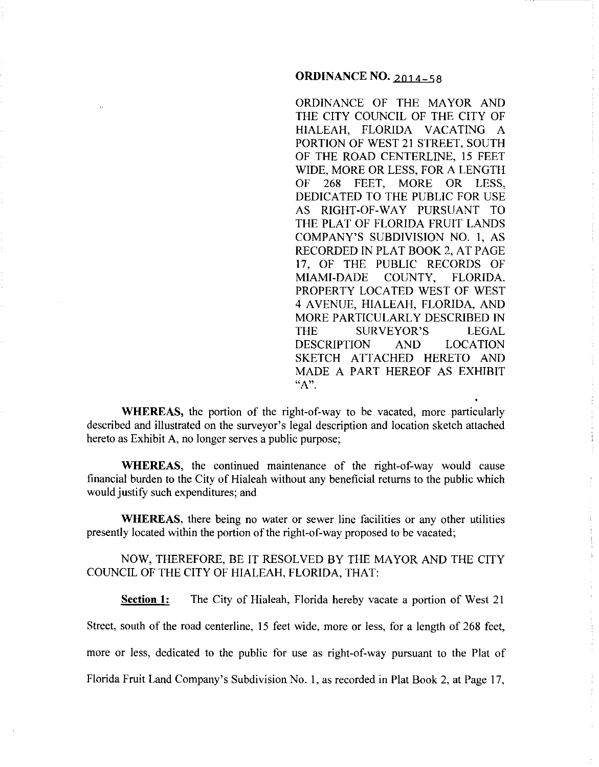**ORDINANCE NO. 2014-58**

ORDINANCE OF THE MAYOR AND THE CITY COUNCIL OF THE CITY OF HIALEAH, FLORIDA VACATING A PORTION OF WEST 21 STREET, SOUTH OF THE ROAD CENTERLINE, 15 FEET WIDE, MORE OR LESS, FOR A LENGTH OF 268 FEET, MORE OR LESS, DEDICATED TO THE PUBLIC FOR USE AS RIGHT-OF-WAY PURSUANT TO THE PLAT OF FLORIDA FRUIT LANDS COMPANY'S SUBDIVISION NO. 1, AS RECORDED IN PLAT BOOK 2, AT PAGE 17, OF THE PUBLIC RECORDS OF MIAMI-DADE COUNTY, FLORIDA. PROPERTY LOCATED WEST OF WEST 4 AVENUE, HIALEAH, FLORIDA, AND MORE PARTICULARLY DESCRIBED IN THE SURVEYOR'S LEGAL DESCRIPTION AND LOCATION SKETCH ATTACHED HERETO AND MADE A PART HEREOF AS EXHIBIT "A".

**WHEREAS,** the portion of the right-of-way to be vacated, more particularly described and illustrated on the surveyor's legal description and location sketch attached hereto as Exhibit A, no longer serves a public purpose;

**WHEREAS,** the continued maintenance of the right-of-way would cause financial burden to the City of Hialeah without any beneficial returns to the public which would justify such expenditures; and

**WHEREAS,** there being no water or sewer line facilities or any other utilities presently located within the portion of the right-of-way proposed to be vacated;

NOW, THEREFORE, BE IT RESOLVED BY THE MAYOR AND THE CITY COUNCIL OF THE CITY OF HIALEAH, FLORIDA, THAT:

**Section 1:** The City of Hialeah, Florida hereby vacate a portion of West 21 Street, south of the road centerline, 15 feet wide, more or less, for a length of 268 feet, more or less, dedicated to the public for use as right-of-way pursuant to the Plat of Florida Fruit Land Company's Subdivision No. 1, as recorded in Plat Book 2, at Page 17,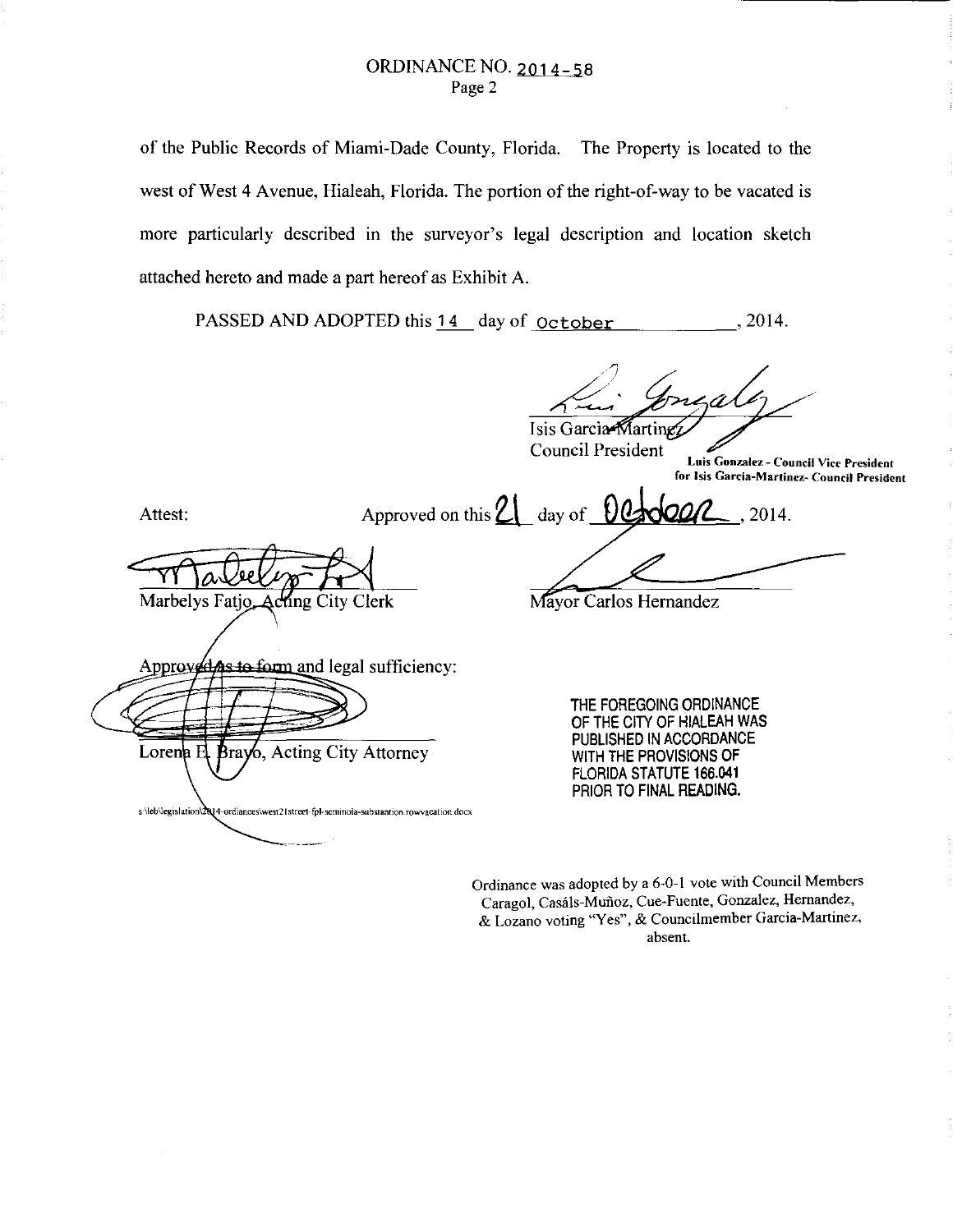ORDINANCE NO. 2014-58
Page 2

of the Public Records of Miami-Dade County, Florida. The Property is located to the west of West 4 Avenue, Hialeah, Florida. The portion of the right-of-way to be vacated is more particularly described in the surveyor's legal description and location sketch attached hereto and made a part hereof as Exhibit A.

PASSED AND ADOPTED this 14 day of October, 2014.

Isis Garcia-Martinez
Council President

**Luis Gonzalez - Council Vice President for Isis Garcia-Martinez- Council President**

Attest:

Approved on this 21 day of October, 2014.

Marbelys Fatjo, Acting City Clerk

Mayor Carlos Hernandez

Approved as to form and legal sufficiency:

Lorena E. Bravo, Acting City Attorney

s:\leb\legislation\2014-ordiances\west21street-fpl-seminola-substantion.rowvacation.docx

THE FOREGOING ORDINANCE OF THE CITY OF HIALEAH WAS PUBLISHED IN ACCORDANCE WITH THE PROVISIONS OF FLORIDA STATUTE 166.041 PRIOR TO FINAL READING.

Ordinance was adopted by a 6-0-1 vote with Council Members Caragol, Casáls-Muñoz, Cue-Fuente, Gonzalez, Hernandez, & Lozano voting "Yes", & Councilmember Garcia-Martinez, absent.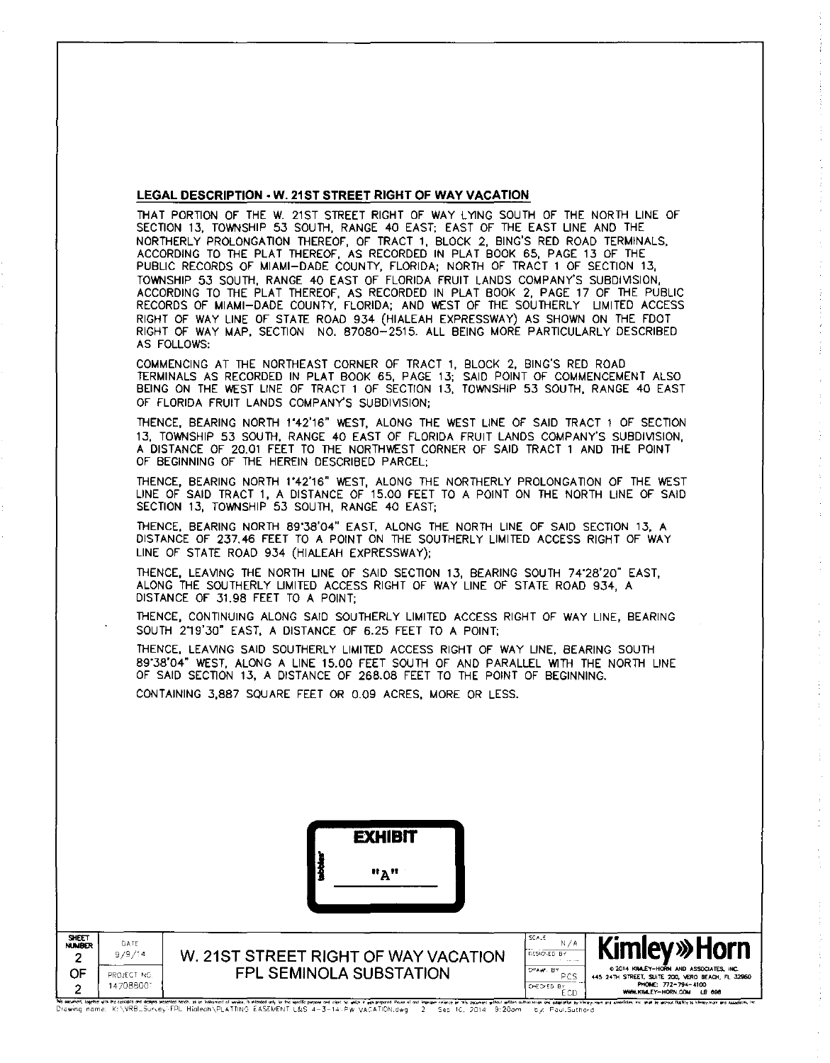## LEGAL DESCRIPTION - W. 21ST STREET RIGHT OF WAY VACATION

THAT PORTION OF THE W. 21ST STREET RIGHT OF WAY LYING SOUTH OF THE NORTH LINE OF SECTION 13, TOWNSHIP 53 SOUTH, RANGE 40 EAST; EAST OF THE EAST LINE AND THE NORTHERLY PROLONGATION THEREOF, OF TRACT 1, BLOCK 2, BING'S RED ROAD TERMINALS, ACCORDING TO THE PLAT THEREOF, AS RECORDED IN PLAT BOOK 65, PAGE 13 OF THE PUBLIC RECORDS OF MIAMI-DADE COUNTY, FLORIDA; NORTH OF TRACT 1 OF SECTION 13, TOWNSHIP 53 SOUTH, RANGE 40 EAST OF FLORIDA FRUIT LANDS COMPANY'S SUBDIVISION, ACCORDING TO THE PLAT THEREOF, AS RECORDED IN PLAT BOOK 2, PAGE 17 OF THE PUBLIC RECORDS OF MIAMI-DADE COUNTY, FLORIDA; AND WEST OF THE SOUTHERLY LIMITED ACCESS RIGHT OF WAY LINE OF STATE ROAD 934 (HIALEAH EXPRESSWAY) AS SHOWN ON THE FDOT RIGHT OF WAY MAP, SECTION NO. 87080-2515. ALL BEING MORE PARTICULARLY DESCRIBED AS FOLLOWS:

COMMENCING AT THE NORTHEAST CORNER OF TRACT 1, BLOCK 2, BING'S RED ROAD TERMINALS AS RECORDED IN PLAT BOOK 65, PAGE 13; SAID POINT OF COMMENCEMENT ALSO BEING ON THE WEST LINE OF TRACT 1 OF SECTION 13, TOWNSHIP 53 SOUTH, RANGE 40 EAST OF FLORIDA FRUIT LANDS COMPANY'S SUBDIVISION;

THENCE, BEARING NORTH 1°42'16" WEST, ALONG THE WEST LINE OF SAID TRACT 1 OF SECTION 13, TOWNSHIP 53 SOUTH, RANGE 40 EAST OF FLORIDA FRUIT LANDS COMPANY'S SUBDIVISION, A DISTANCE OF 20.01 FEET TO THE NORTHWEST CORNER OF SAID TRACT 1 AND THE POINT OF BEGINNING OF THE HEREIN DESCRIBED PARCEL;

THENCE, BEARING NORTH 1°42'16" WEST, ALONG THE NORTHERLY PROLONGATION OF THE WEST LINE OF SAID TRACT 1, A DISTANCE OF 15.00 FEET TO A POINT ON THE NORTH LINE OF SAID SECTION 13, TOWNSHIP 53 SOUTH, RANGE 40 EAST;

THENCE, BEARING NORTH 89°38'04" EAST, ALONG THE NORTH LINE OF SAID SECTION 13, A DISTANCE OF 237.46 FEET TO A POINT ON THE SOUTHERLY LIMITED ACCESS RIGHT OF WAY LINE OF STATE ROAD 934 (HIALEAH EXPRESSWAY);

THENCE, LEAVING THE NORTH LINE OF SAID SECTION 13, BEARING SOUTH 74°28'20" EAST, ALONG THE SOUTHERLY LIMITED ACCESS RIGHT OF WAY LINE OF STATE ROAD 934, A DISTANCE OF 31.98 FEET TO A POINT;

THENCE, CONTINUING ALONG SAID SOUTHERLY LIMITED ACCESS RIGHT OF WAY LINE, BEARING SOUTH 2°19'30" EAST, A DISTANCE OF 6.25 FEET TO A POINT;

THENCE, LEAVING SAID SOUTHERLY LIMITED ACCESS RIGHT OF WAY LINE, BEARING SOUTH 89°38'04" WEST, ALONG A LINE 15.00 FEET SOUTH OF AND PARALLEL WITH THE NORTH LINE OF SAID SECTION 13, A DISTANCE OF 268.08 FEET TO THE POINT OF BEGINNING.

CONTAINING 3,887 SQUARE FEET OR 0.09 ACRES, MORE OR LESS.

**EXHIBIT**

"A"

| SHEET NUMBER | DATE | | SCALE | |
|---|---|---|---|---|
| 2 | 9/9/14 | W. 21ST STREET RIGHT OF WAY VACATION | N/A | Kimley»Horn |
| OF | PROJECT NO. | FPL SEMINOLA SUBSTATION | DESIGNED BY | © 2014 KIMLEY-HORN AND ASSOCIATES, INC. 445 24TH STREET, SUITE 200, VERO BEACH, FL 32960 |
| 2 | 147088001 | | DRAWN BY PCS | PHONE: 772-794-4100 |
| | | | CHECKED BY ECD | WWW.KIMLEY-HORN.COM LB 696 |

Drawing name: K:\VRB_Survey\FPL Hialeah\PLATTING EASEMENT L&S 4-3-14 RW VACATION.dwg 2 Sep 10, 2014 9:28am by: Paul.Suthard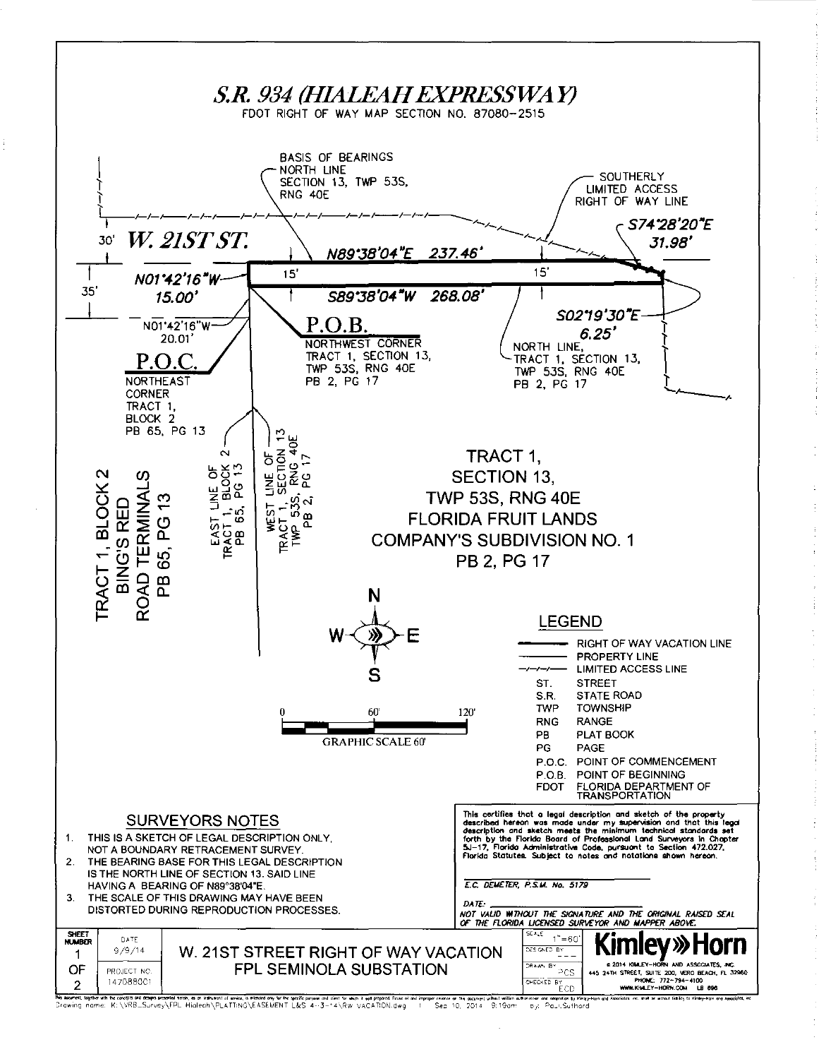# S.R. 934 (HIALEAH EXPRESSWAY)

FDOT RIGHT OF WAY MAP SECTION NO. 87080-2515

BASIS OF BEARINGS
NORTH LINE
SECTION 13, TWP 53S,
RNG 40E

SOUTHERLY
LIMITED ACCESS
RIGHT OF WAY LINE

S74°28'20"E
31.98'

30'

W. 21ST ST.

N89°38'04"E 237.46'

35'

N01°42'16"W
15.00'

15'

15'

S89°38'04"W 268.08'

S02°19'30"E
6.25'

N01°42'16"W
20.01'

P.O.B.
NORTHWEST CORNER
TRACT 1, SECTION 13,
TWP 53S, RNG 40E
PB 2, PG 17

NORTH LINE,
TRACT 1, SECTION 13,
TWP 53S, RNG 40E
PB 2, PG 17

P.O.C.
NORTHEAST
CORNER
TRACT 1,
BLOCK 2
PB 65, PG 13

EAST LINE OF
TRACT 1, BLOCK 2
PB 65, PG 13

WEST LINE OF
TRACT 1, SECTION 13
TWP 53S, RNG 40E
PB 2, PG 17

TRACT 1, BLOCK 2
BING'S RED
ROAD TERMINALS
PB 65, PG 13

TRACT 1,
SECTION 13,
TWP 53S, RNG 40E
FLORIDA FRUIT LANDS
COMPANY'S SUBDIVISION NO. 1
PB 2, PG 17

N
W E
S

0 60' 120'
GRAPHIC SCALE 60'

## LEGEND

| | |
|---|---|
| ——— | RIGHT OF WAY VACATION LINE |
| ——— | PROPERTY LINE |
| -/-/-/- | LIMITED ACCESS LINE |
| ST. | STREET |
| S.R. | STATE ROAD |
| TWP | TOWNSHIP |
| RNG | RANGE |
| PB | PLAT BOOK |
| PG | PAGE |
| P.O.C. | POINT OF COMMENCEMENT |
| P.O.B. | POINT OF BEGINNING |
| FDOT | FLORIDA DEPARTMENT OF TRANSPORTATION |

## SURVEYORS NOTES

1. THIS IS A SKETCH OF LEGAL DESCRIPTION ONLY, NOT A BOUNDARY RETRACEMENT SURVEY.
2. THE BEARING BASE FOR THIS LEGAL DESCRIPTION IS THE NORTH LINE OF SECTION 13. SAID LINE HAVING A BEARING OF N89°38'04"E.
3. THE SCALE OF THIS DRAWING MAY HAVE BEEN DISTORTED DURING REPRODUCTION PROCESSES.

This certifies that a legal description and sketch of the property described hereon was made under my supervision and that this legal description and sketch meets the minimum technical standards set forth by the Florida Board of Professional Land Surveyors in Chapter 5J-17, Florida Administrative Code, pursuant to Section 472.027, Florida Statutes. Subject to notes and notations shown hereon.

E.C. DEMETER, P.S.M. No. 5179

DATE: ____________

NOT VALID WITHOUT THE SIGNATURE AND THE ORIGINAL RAISED SEAL OF THE FLORIDA LICENSED SURVEYOR AND MAPPER ABOVE.

| SHEET NUMBER | | | | |
|---|---|---|---|---|
| 1 OF 2 | DATE 9/9/14 | W. 21ST STREET RIGHT OF WAY VACATION | SCALE 1"=60' | Kimley»Horn |
| | PROJECT NO. 147088001 | FPL SEMINOLA SUBSTATION | DESIGNED BY --- | © 2014 KIMLEY-HORN AND ASSOCIATES, INC. 445 24TH STREET, SUITE 200, VERO BEACH, FL 32960 |
| | | | DRAWN BY PCS | PHONE: 772-794-4100 |
| | | | CHECKED BY ECD | WWW.KIMLEY-HORN.COM LB 696 |

Drawing name: K:\VRB_Survey\FPL Hialeah\PLATTING\EASEMENT L&S 4-3-14\RW VACATION.dwg 1 Sep 10, 2014 9:19am by: Paul.Suthard